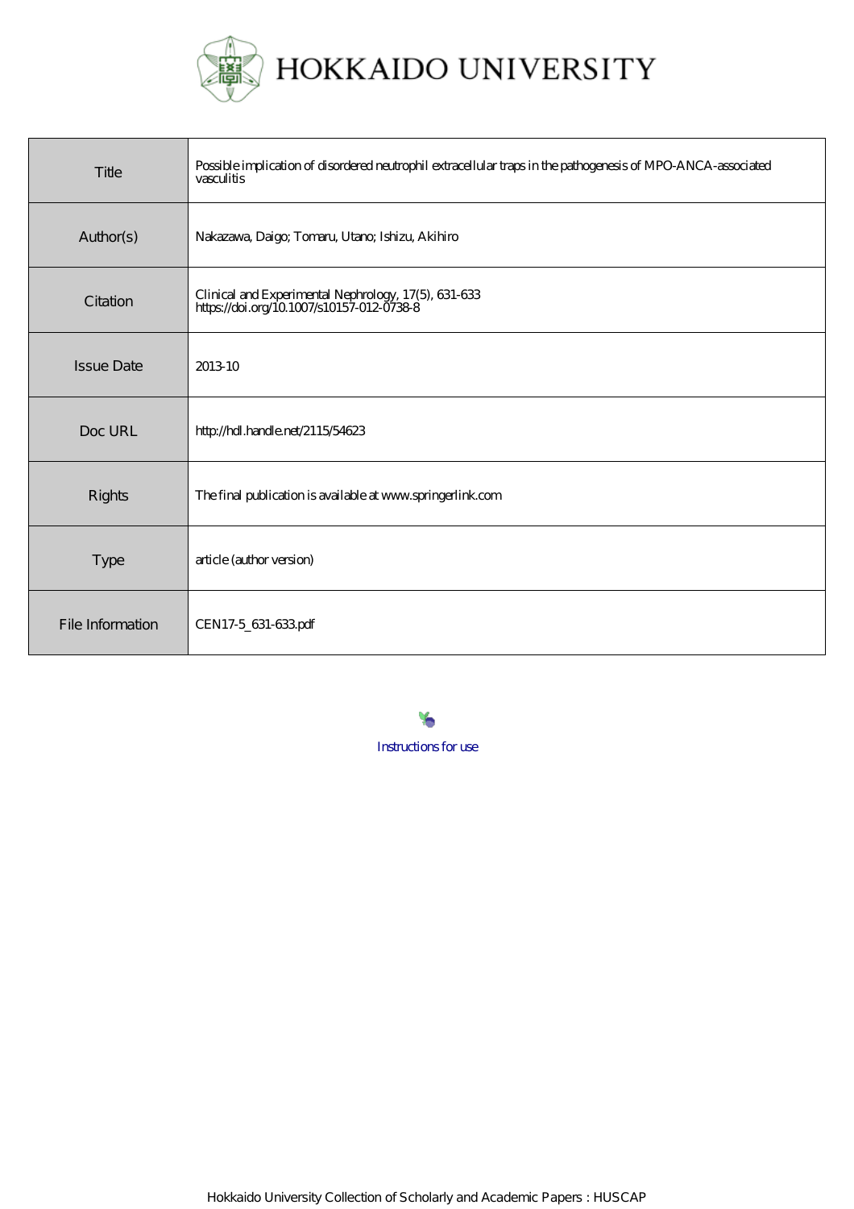# HOKKAIDO UNIVERSITY

| Title | Possible implication of disordered neutrophil extracellular traps in the pathogenesis of MPO-ANCA-associated vasculitis |
|---|---|
| Author(s) | Nakazawa, Daigo; Tomaru, Utano; Ishizu, Akihiro |
| Citation | Clinical and Experimental Nephrology, 17(5), 631-633<br>https://doi.org/10.1007/s10157-012-0738-8 |
| Issue Date | 2013-10 |
| Doc URL | http://hdl.handle.net/2115/54623 |
| Rights | The final publication is available at www.springerlink.com |
| Type | article (author version) |
| File Information | CEN17-5_631-633.pdf |

Instructions for use

Hokkaido University Collection of Scholarly and Academic Papers : HUSCAP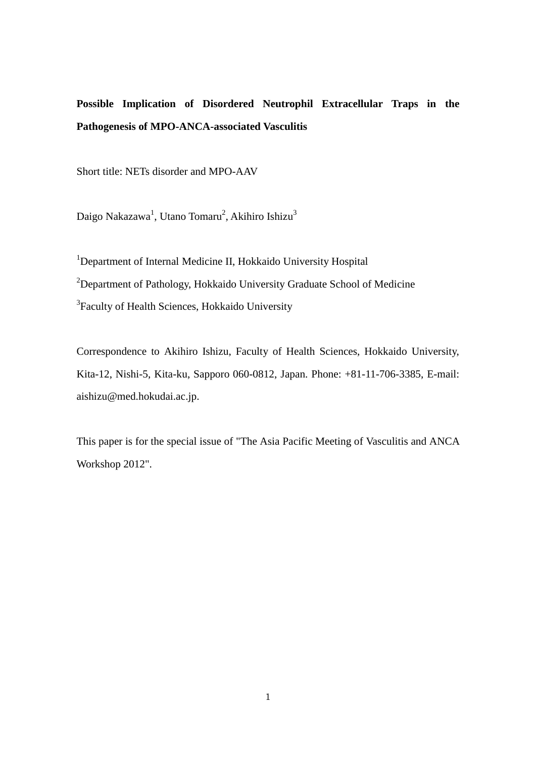**Possible Implication of Disordered Neutrophil Extracellular Traps in the Pathogenesis of MPO-ANCA-associated Vasculitis**

Short title: NETs disorder and MPO-AAV

Daigo Nakazawa[1], Utano Tomaru[2], Akihiro Ishizu[3]

[1]Department of Internal Medicine II, Hokkaido University Hospital

[2]Department of Pathology, Hokkaido University Graduate School of Medicine

[3]Faculty of Health Sciences, Hokkaido University

Correspondence to Akihiro Ishizu, Faculty of Health Sciences, Hokkaido University, Kita-12, Nishi-5, Kita-ku, Sapporo 060-0812, Japan. Phone: +81-11-706-3385, E-mail: aishizu@med.hokudai.ac.jp.

This paper is for the special issue of "The Asia Pacific Meeting of Vasculitis and ANCA Workshop 2012".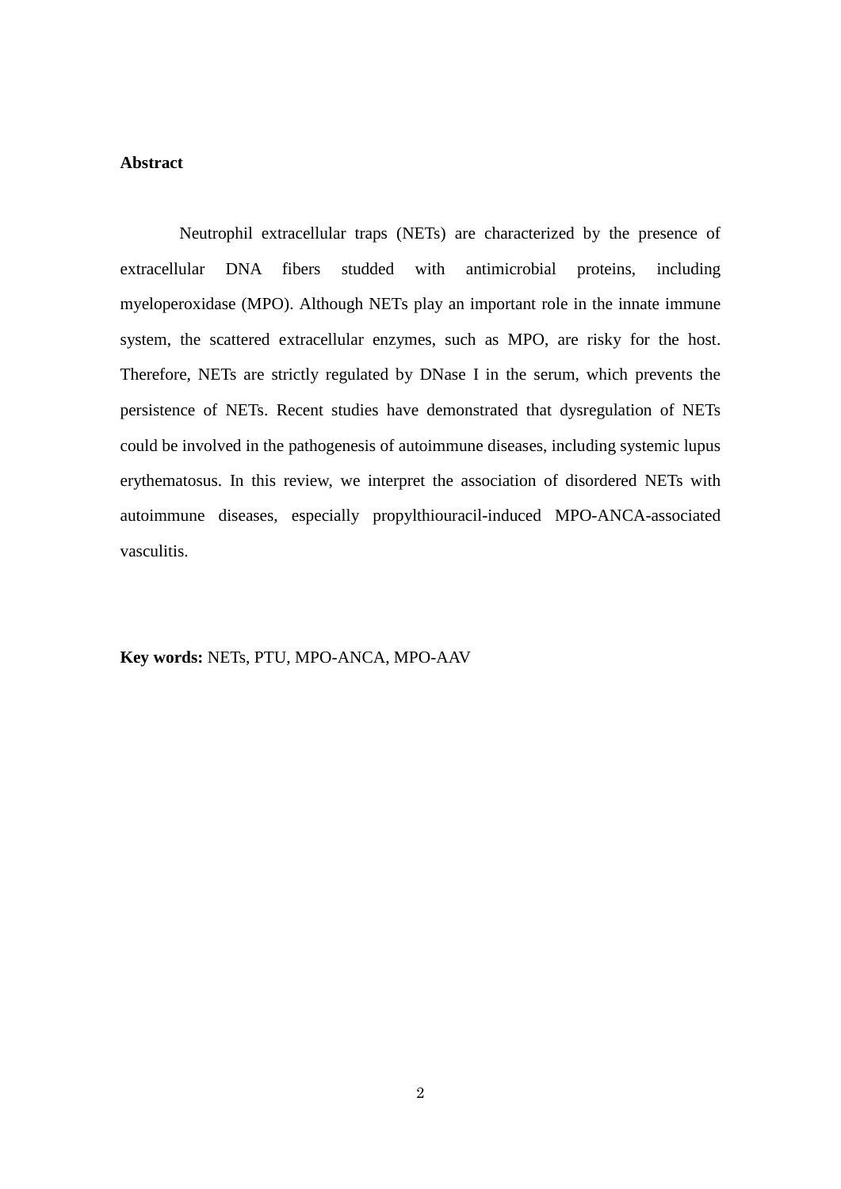## Abstract

Neutrophil extracellular traps (NETs) are characterized by the presence of extracellular DNA fibers studded with antimicrobial proteins, including myeloperoxidase (MPO). Although NETs play an important role in the innate immune system, the scattered extracellular enzymes, such as MPO, are risky for the host. Therefore, NETs are strictly regulated by DNase I in the serum, which prevents the persistence of NETs. Recent studies have demonstrated that dysregulation of NETs could be involved in the pathogenesis of autoimmune diseases, including systemic lupus erythematosus. In this review, we interpret the association of disordered NETs with autoimmune diseases, especially propylthiouracil-induced MPO-ANCA-associated vasculitis.

**Key words:** NETs, PTU, MPO-ANCA, MPO-AAV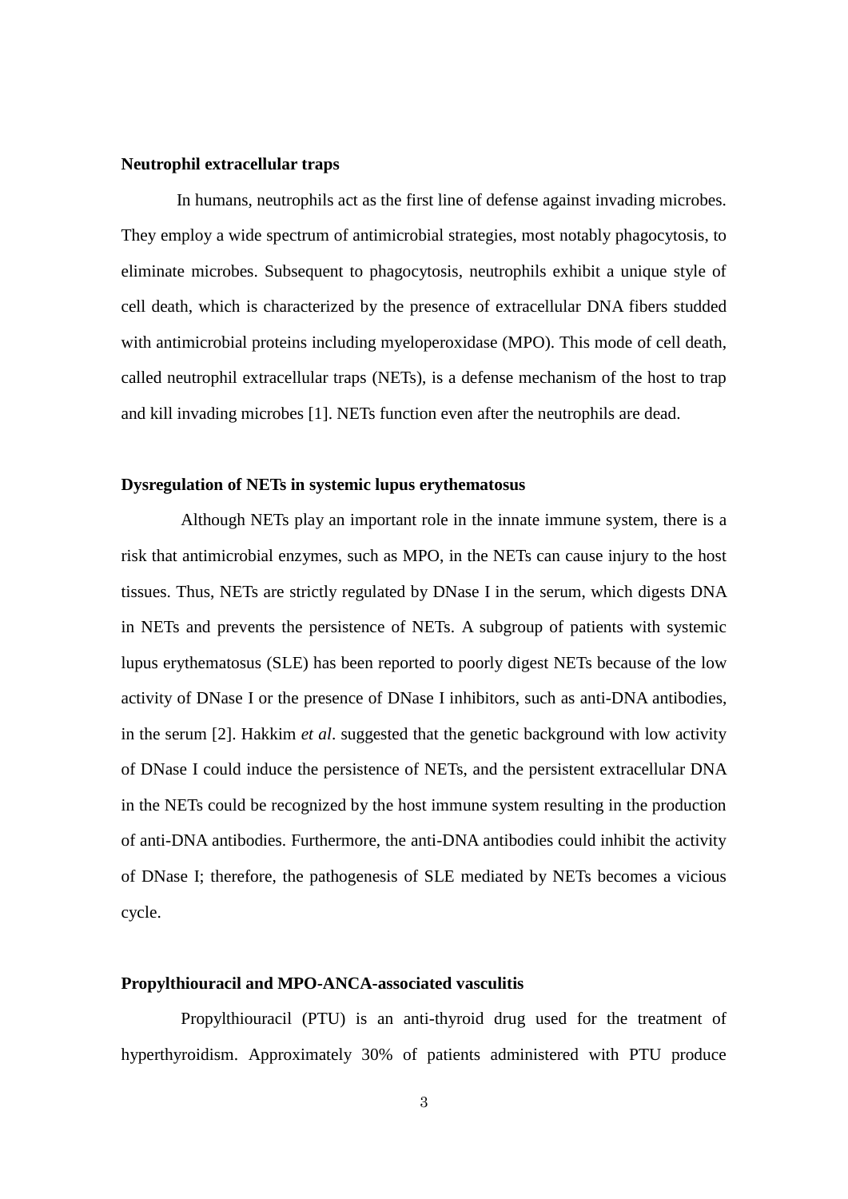**Neutrophil extracellular traps**

In humans, neutrophils act as the first line of defense against invading microbes. They employ a wide spectrum of antimicrobial strategies, most notably phagocytosis, to eliminate microbes. Subsequent to phagocytosis, neutrophils exhibit a unique style of cell death, which is characterized by the presence of extracellular DNA fibers studded with antimicrobial proteins including myeloperoxidase (MPO). This mode of cell death, called neutrophil extracellular traps (NETs), is a defense mechanism of the host to trap and kill invading microbes [1]. NETs function even after the neutrophils are dead.

**Dysregulation of NETs in systemic lupus erythematosus**

Although NETs play an important role in the innate immune system, there is a risk that antimicrobial enzymes, such as MPO, in the NETs can cause injury to the host tissues. Thus, NETs are strictly regulated by DNase I in the serum, which digests DNA in NETs and prevents the persistence of NETs. A subgroup of patients with systemic lupus erythematosus (SLE) has been reported to poorly digest NETs because of the low activity of DNase I or the presence of DNase I inhibitors, such as anti-DNA antibodies, in the serum [2]. Hakkim *et al*. suggested that the genetic background with low activity of DNase I could induce the persistence of NETs, and the persistent extracellular DNA in the NETs could be recognized by the host immune system resulting in the production of anti-DNA antibodies. Furthermore, the anti-DNA antibodies could inhibit the activity of DNase I; therefore, the pathogenesis of SLE mediated by NETs becomes a vicious cycle.

**Propylthiouracil and MPO-ANCA-associated vasculitis**

Propylthiouracil (PTU) is an anti-thyroid drug used for the treatment of hyperthyroidism. Approximately 30% of patients administered with PTU produce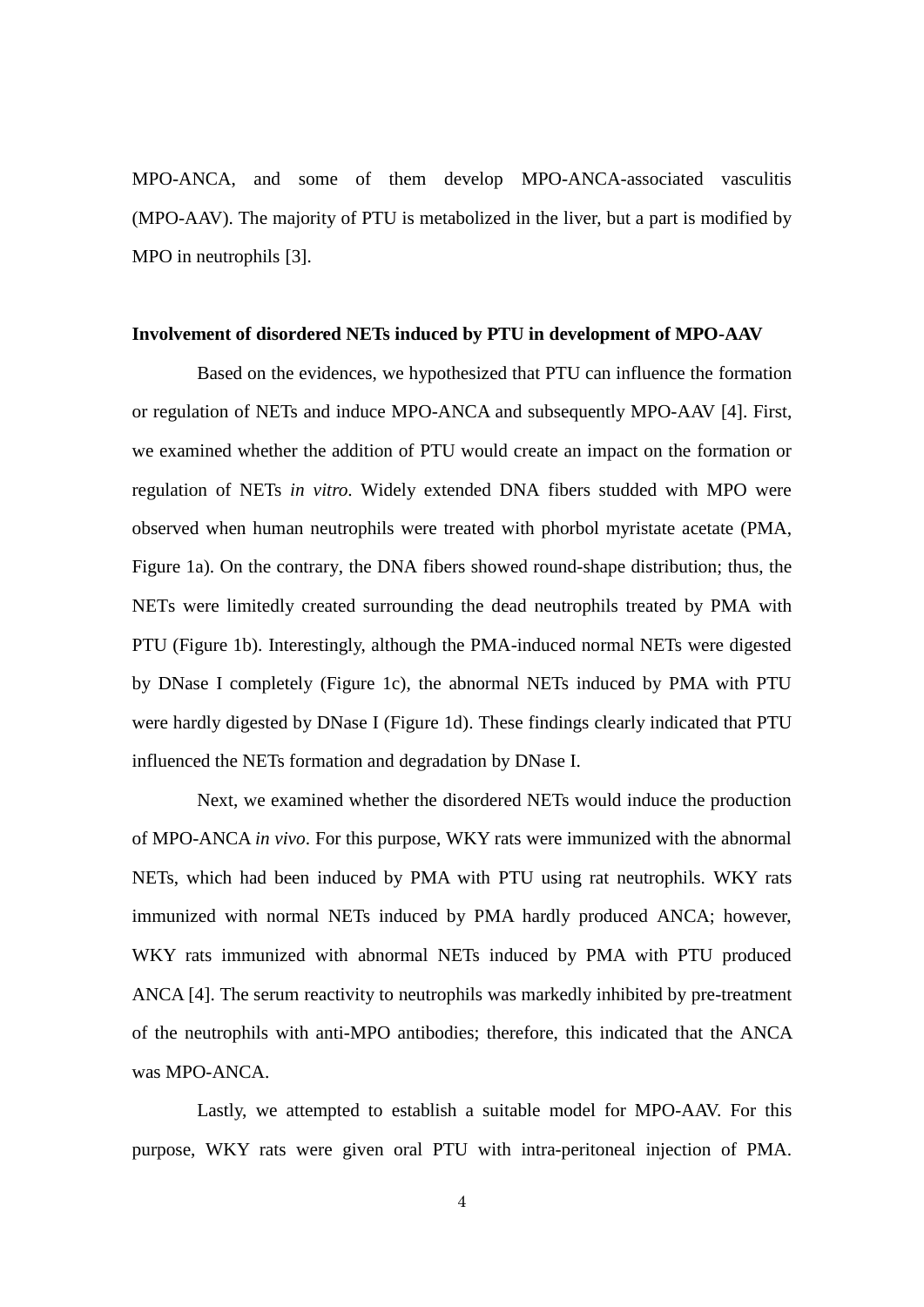MPO-ANCA, and some of them develop MPO-ANCA-associated vasculitis (MPO-AAV). The majority of PTU is metabolized in the liver, but a part is modified by MPO in neutrophils [3].

**Involvement of disordered NETs induced by PTU in development of MPO-AAV**

Based on the evidences, we hypothesized that PTU can influence the formation or regulation of NETs and induce MPO-ANCA and subsequently MPO-AAV [4]. First, we examined whether the addition of PTU would create an impact on the formation or regulation of NETs *in vitro*. Widely extended DNA fibers studded with MPO were observed when human neutrophils were treated with phorbol myristate acetate (PMA, Figure 1a). On the contrary, the DNA fibers showed round-shape distribution; thus, the NETs were limitedly created surrounding the dead neutrophils treated by PMA with PTU (Figure 1b). Interestingly, although the PMA-induced normal NETs were digested by DNase I completely (Figure 1c), the abnormal NETs induced by PMA with PTU were hardly digested by DNase I (Figure 1d). These findings clearly indicated that PTU influenced the NETs formation and degradation by DNase I.

Next, we examined whether the disordered NETs would induce the production of MPO-ANCA *in vivo*. For this purpose, WKY rats were immunized with the abnormal NETs, which had been induced by PMA with PTU using rat neutrophils. WKY rats immunized with normal NETs induced by PMA hardly produced ANCA; however, WKY rats immunized with abnormal NETs induced by PMA with PTU produced ANCA [4]. The serum reactivity to neutrophils was markedly inhibited by pre-treatment of the neutrophils with anti-MPO antibodies; therefore, this indicated that the ANCA was MPO-ANCA.

Lastly, we attempted to establish a suitable model for MPO-AAV. For this purpose, WKY rats were given oral PTU with intra-peritoneal injection of PMA.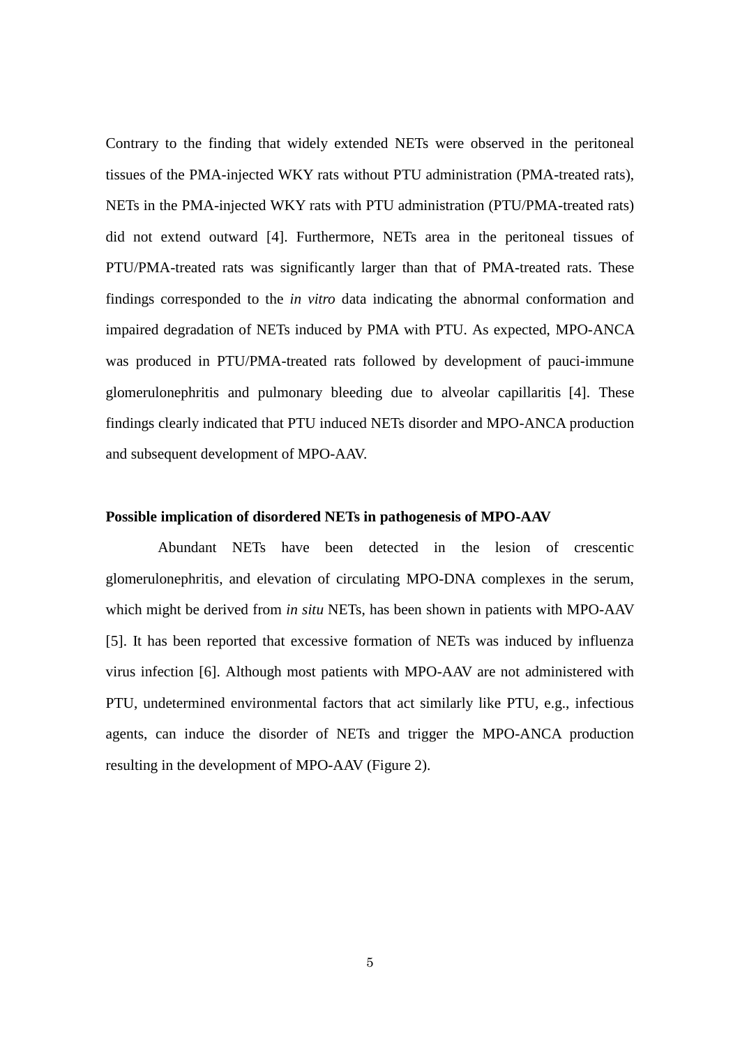Contrary to the finding that widely extended NETs were observed in the peritoneal tissues of the PMA-injected WKY rats without PTU administration (PMA-treated rats), NETs in the PMA-injected WKY rats with PTU administration (PTU/PMA-treated rats) did not extend outward [4]. Furthermore, NETs area in the peritoneal tissues of PTU/PMA-treated rats was significantly larger than that of PMA-treated rats. These findings corresponded to the *in vitro* data indicating the abnormal conformation and impaired degradation of NETs induced by PMA with PTU. As expected, MPO-ANCA was produced in PTU/PMA-treated rats followed by development of pauci-immune glomerulonephritis and pulmonary bleeding due to alveolar capillaritis [4]. These findings clearly indicated that PTU induced NETs disorder and MPO-ANCA production and subsequent development of MPO-AAV.

**Possible implication of disordered NETs in pathogenesis of MPO-AAV**

Abundant NETs have been detected in the lesion of crescentic glomerulonephritis, and elevation of circulating MPO-DNA complexes in the serum, which might be derived from *in situ* NETs, has been shown in patients with MPO-AAV [5]. It has been reported that excessive formation of NETs was induced by influenza virus infection [6]. Although most patients with MPO-AAV are not administered with PTU, undetermined environmental factors that act similarly like PTU, e.g., infectious agents, can induce the disorder of NETs and trigger the MPO-ANCA production resulting in the development of MPO-AAV (Figure 2).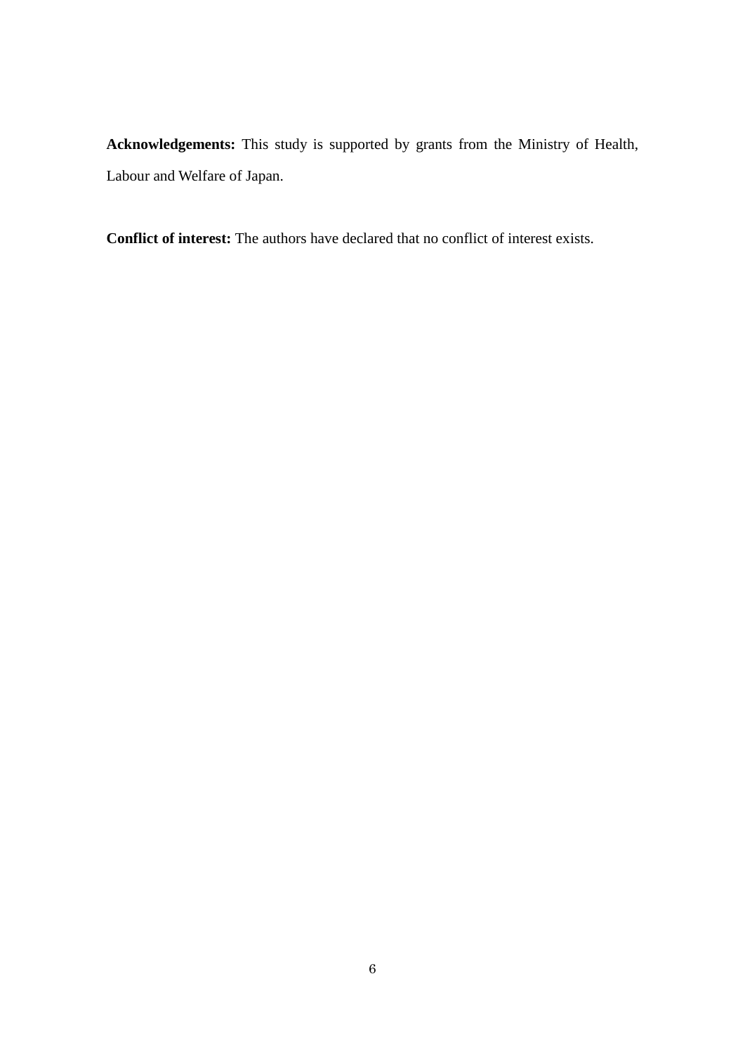**Acknowledgements:** This study is supported by grants from the Ministry of Health, Labour and Welfare of Japan.

**Conflict of interest:** The authors have declared that no conflict of interest exists.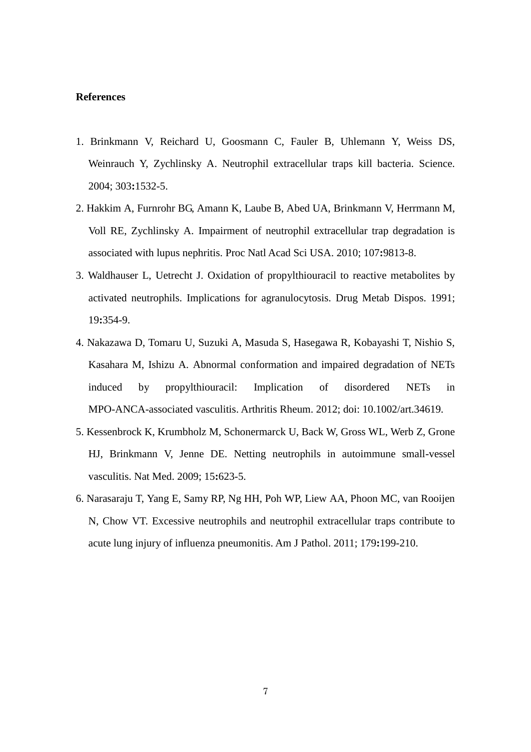**References**

1. Brinkmann V, Reichard U, Goosmann C, Fauler B, Uhlemann Y, Weiss DS, Weinrauch Y, Zychlinsky A. Neutrophil extracellular traps kill bacteria. Science. 2004; 303**:**1532-5.
2. Hakkim A, Furnrohr BG, Amann K, Laube B, Abed UA, Brinkmann V, Herrmann M, Voll RE, Zychlinsky A. Impairment of neutrophil extracellular trap degradation is associated with lupus nephritis. Proc Natl Acad Sci USA. 2010; 107**:**9813-8.
3. Waldhauser L, Uetrecht J. Oxidation of propylthiouracil to reactive metabolites by activated neutrophils. Implications for agranulocytosis. Drug Metab Dispos. 1991; 19**:**354-9.
4. Nakazawa D, Tomaru U, Suzuki A, Masuda S, Hasegawa R, Kobayashi T, Nishio S, Kasahara M, Ishizu A. Abnormal conformation and impaired degradation of NETs induced by propylthiouracil: Implication of disordered NETs in MPO-ANCA-associated vasculitis. Arthritis Rheum. 2012; doi: 10.1002/art.34619.
5. Kessenbrock K, Krumbholz M, Schonermarck U, Back W, Gross WL, Werb Z, Grone HJ, Brinkmann V, Jenne DE. Netting neutrophils in autoimmune small-vessel vasculitis. Nat Med. 2009; 15**:**623-5.
6. Narasaraju T, Yang E, Samy RP, Ng HH, Poh WP, Liew AA, Phoon MC, van Rooijen N, Chow VT. Excessive neutrophils and neutrophil extracellular traps contribute to acute lung injury of influenza pneumonitis. Am J Pathol. 2011; 179**:**199-210.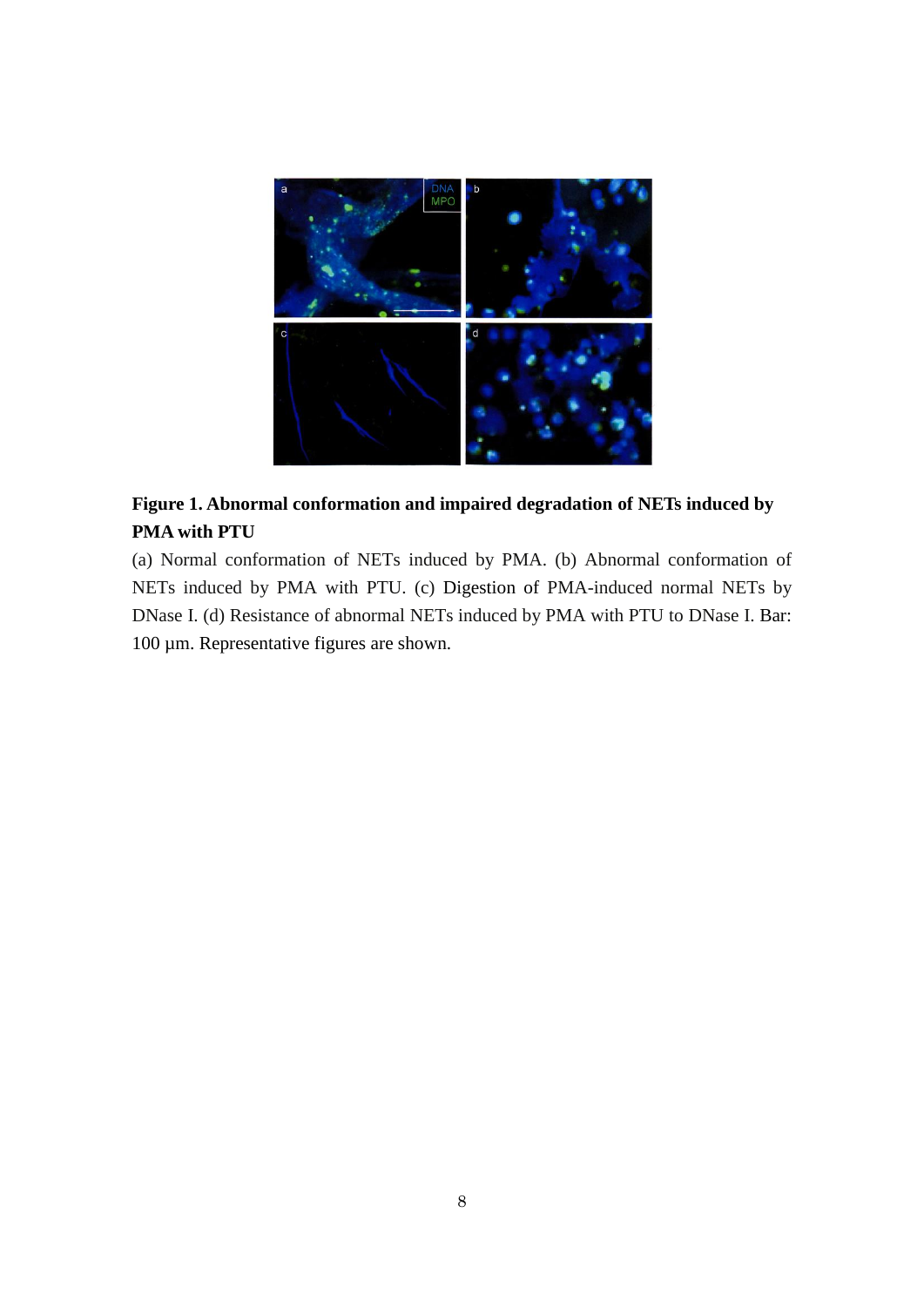**Figure 1. Abnormal conformation and impaired degradation of NETs induced by PMA with PTU**

(a) Normal conformation of NETs induced by PMA. (b) Abnormal conformation of NETs induced by PMA with PTU. (c) Digestion of PMA-induced normal NETs by DNase I. (d) Resistance of abnormal NETs induced by PMA with PTU to DNase I. Bar: 100 μm. Representative figures are shown.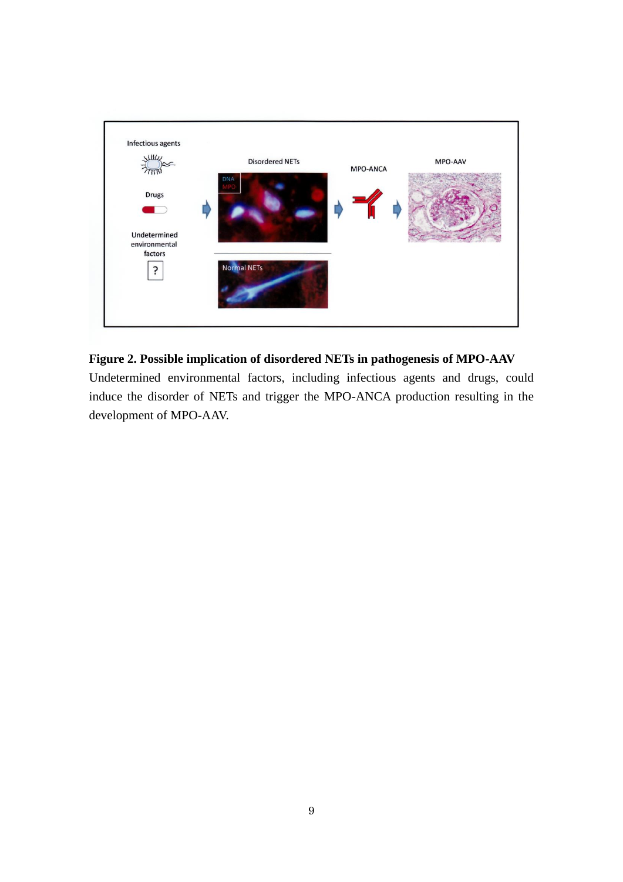Infectious agents

Drugs

Undetermined environmental factors

?

Disordered NETs

DNA
MPO

Normal NETs

MPO-ANCA

MPO-AAV

**Figure 2. Possible implication of disordered NETs in pathogenesis of MPO-AAV**

Undetermined environmental factors, including infectious agents and drugs, could induce the disorder of NETs and trigger the MPO-ANCA production resulting in the development of MPO-AAV.